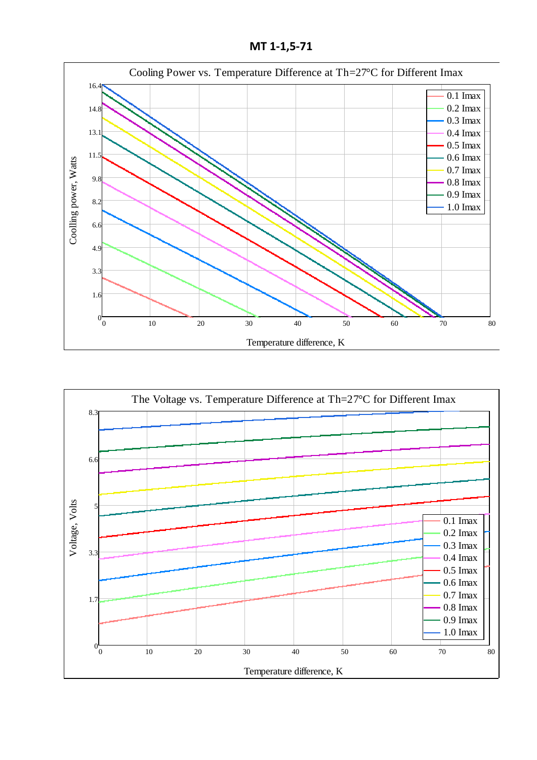# MT 1-1,5-71

Cooling Power vs. Temperature Difference at Th=27°C for Different Imax

Coolling power, Watts

16.4
14.8
13.1
11.5
9.8
8.2
6.6
4.9
3.3
1.6
0

0
10
20
30
40
50
60
70
80

Temperature difference, K

0.1 Imax
0.2 Imax
0.3 Imax
0.4 Imax
0.5 Imax
0.6 Imax
0.7 Imax
0.8 Imax
0.9 Imax
1.0 Imax

The Voltage vs. Temperature Difference at Th=27°C for Different Imax

Voltage, Volts

8.3
6.6
5
3.3
1.7
0

0
10
20
30
40
50
60
70
80

Temperature difference, K

0.1 Imax
0.2 Imax
0.3 Imax
0.4 Imax
0.5 Imax
0.6 Imax
0.7 Imax
0.8 Imax
0.9 Imax
1.0 Imax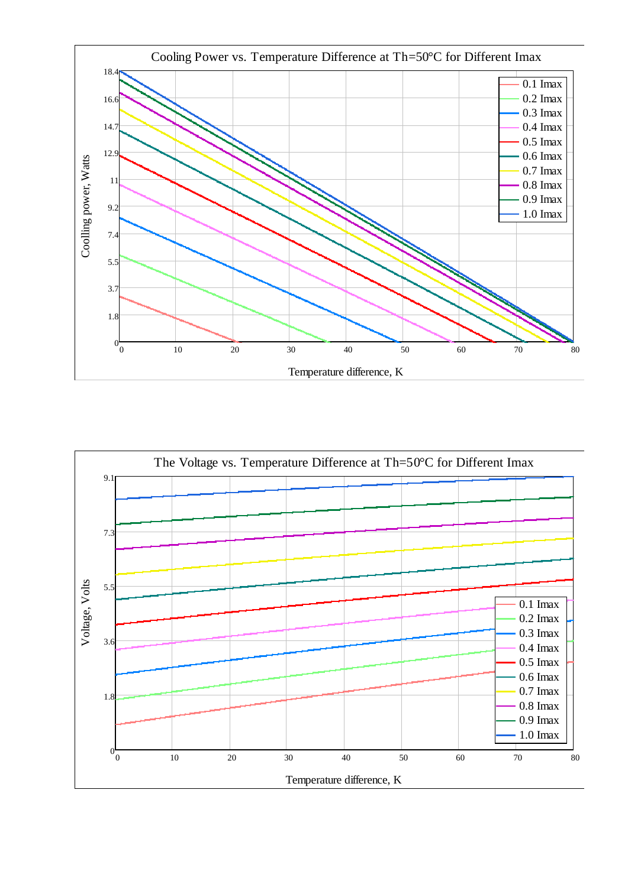Cooling Power vs. Temperature Difference at Th=50°C for Different Imax

Coolling power, Watts

18.4
16.6
14.7
12.9
11
9.2
7.4
5.5
3.7
1.8
0

0
10
20
30
40
50
60
70
80

Temperature difference, K

0.1 Imax
0.2 Imax
0.3 Imax
0.4 Imax
0.5 Imax
0.6 Imax
0.7 Imax
0.8 Imax
0.9 Imax
1.0 Imax

The Voltage vs. Temperature Difference at Th=50°C for Different Imax

Voltage, Volts

9.1
7.3
5.5
3.6
1.8
0

0
10
20
30
40
50
60
70
80

Temperature difference, K

0.1 Imax
0.2 Imax
0.3 Imax
0.4 Imax
0.5 Imax
0.6 Imax
0.7 Imax
0.8 Imax
0.9 Imax
1.0 Imax